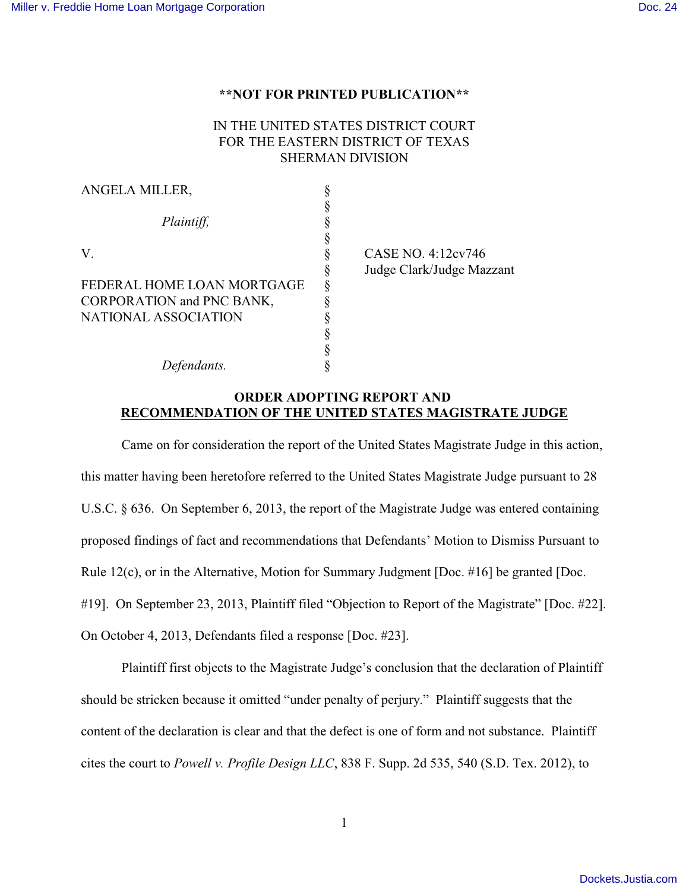**NOT FOR PRINTED PUBLICATION**

IN THE UNITED STATES DISTRICT COURT
FOR THE EASTERN DISTRICT OF TEXAS
SHERMAN DIVISION

| | | |
|---|---|---|
| ANGELA MILLER, | § | |
| | § | |
| *Plaintiff,* | § | |
| | § | |
| V. | § | CASE NO. 4:12cv746 |
| | § | Judge Clark/Judge Mazzant |
| FEDERAL HOME LOAN MORTGAGE CORPORATION and PNC BANK, NATIONAL ASSOCIATION | § | |
| | § | |
| *Defendants.* | § | |

**ORDER ADOPTING REPORT AND RECOMMENDATION OF THE UNITED STATES MAGISTRATE JUDGE**

Came on for consideration the report of the United States Magistrate Judge in this action, this matter having been heretofore referred to the United States Magistrate Judge pursuant to 28 U.S.C. § 636. On September 6, 2013, the report of the Magistrate Judge was entered containing proposed findings of fact and recommendations that Defendants' Motion to Dismiss Pursuant to Rule 12(c), or in the Alternative, Motion for Summary Judgment [Doc. #16] be granted [Doc. #19]. On September 23, 2013, Plaintiff filed "Objection to Report of the Magistrate" [Doc. #22]. On October 4, 2013, Defendants filed a response [Doc. #23].

Plaintiff first objects to the Magistrate Judge's conclusion that the declaration of Plaintiff should be stricken because it omitted "under penalty of perjury." Plaintiff suggests that the content of the declaration is clear and that the defect is one of form and not substance. Plaintiff cites the court to *Powell v. Profile Design LLC*, 838 F. Supp. 2d 535, 540 (S.D. Tex. 2012), to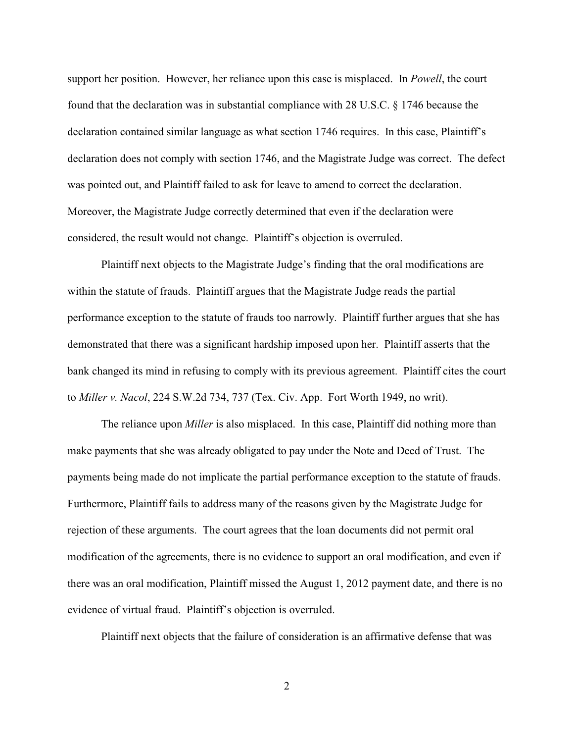support her position. However, her reliance upon this case is misplaced. In *Powell*, the court found that the declaration was in substantial compliance with 28 U.S.C. § 1746 because the declaration contained similar language as what section 1746 requires. In this case, Plaintiff's declaration does not comply with section 1746, and the Magistrate Judge was correct. The defect was pointed out, and Plaintiff failed to ask for leave to amend to correct the declaration. Moreover, the Magistrate Judge correctly determined that even if the declaration were considered, the result would not change. Plaintiff's objection is overruled.

Plaintiff next objects to the Magistrate Judge's finding that the oral modifications are within the statute of frauds. Plaintiff argues that the Magistrate Judge reads the partial performance exception to the statute of frauds too narrowly. Plaintiff further argues that she has demonstrated that there was a significant hardship imposed upon her. Plaintiff asserts that the bank changed its mind in refusing to comply with its previous agreement. Plaintiff cites the court to *Miller v. Nacol*, 224 S.W.2d 734, 737 (Tex. Civ. App.–Fort Worth 1949, no writ).

The reliance upon *Miller* is also misplaced. In this case, Plaintiff did nothing more than make payments that she was already obligated to pay under the Note and Deed of Trust. The payments being made do not implicate the partial performance exception to the statute of frauds. Furthermore, Plaintiff fails to address many of the reasons given by the Magistrate Judge for rejection of these arguments. The court agrees that the loan documents did not permit oral modification of the agreements, there is no evidence to support an oral modification, and even if there was an oral modification, Plaintiff missed the August 1, 2012 payment date, and there is no evidence of virtual fraud. Plaintiff's objection is overruled.

Plaintiff next objects that the failure of consideration is an affirmative defense that was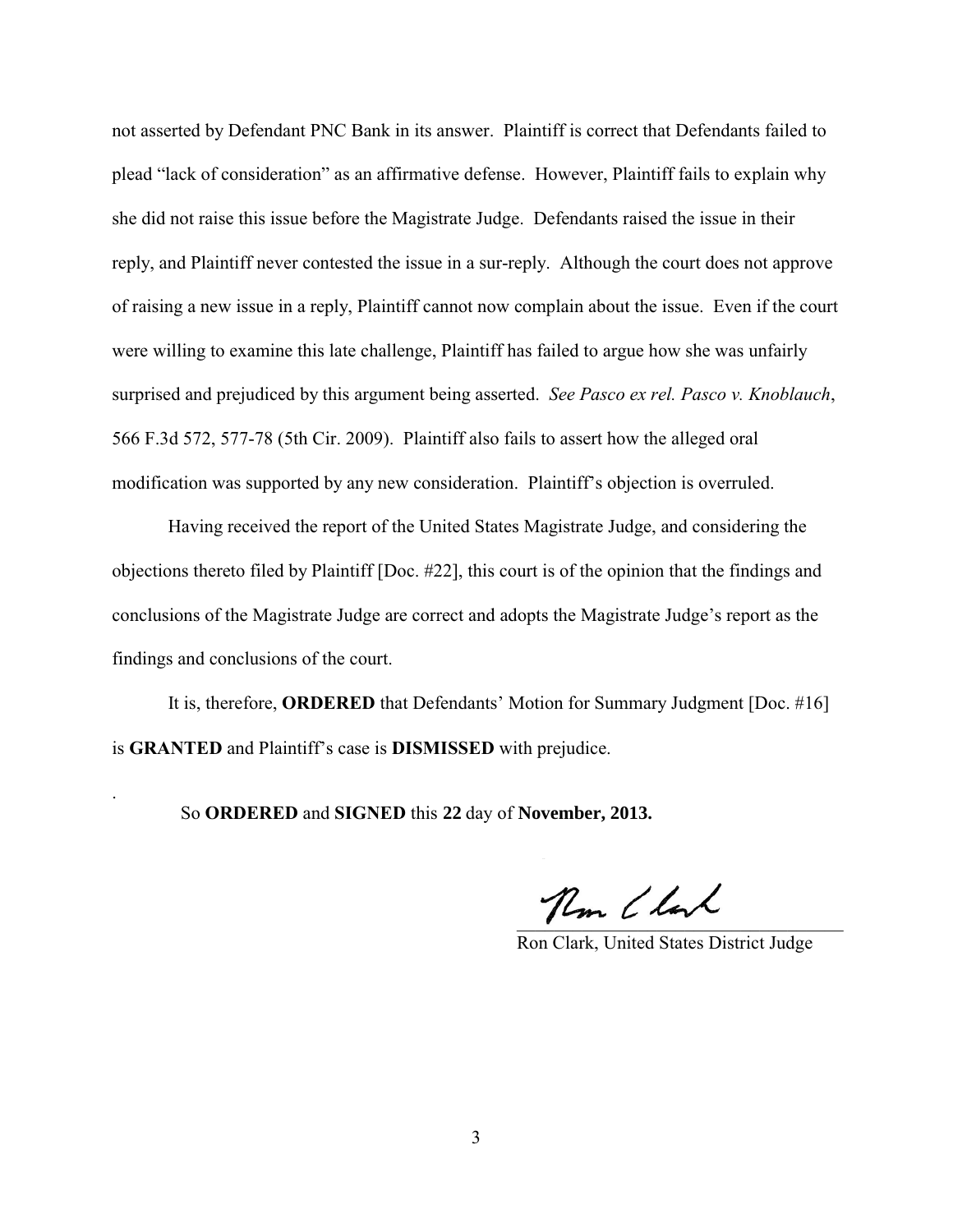not asserted by Defendant PNC Bank in its answer. Plaintiff is correct that Defendants failed to plead "lack of consideration" as an affirmative defense. However, Plaintiff fails to explain why she did not raise this issue before the Magistrate Judge. Defendants raised the issue in their reply, and Plaintiff never contested the issue in a sur-reply. Although the court does not approve of raising a new issue in a reply, Plaintiff cannot now complain about the issue. Even if the court were willing to examine this late challenge, Plaintiff has failed to argue how she was unfairly surprised and prejudiced by this argument being asserted. *See Pasco ex rel. Pasco v. Knoblauch*, 566 F.3d 572, 577-78 (5th Cir. 2009). Plaintiff also fails to assert how the alleged oral modification was supported by any new consideration. Plaintiff's objection is overruled.

Having received the report of the United States Magistrate Judge, and considering the objections thereto filed by Plaintiff [Doc. #22], this court is of the opinion that the findings and conclusions of the Magistrate Judge are correct and adopts the Magistrate Judge's report as the findings and conclusions of the court.

It is, therefore, **ORDERED** that Defendants' Motion for Summary Judgment [Doc. #16] is **GRANTED** and Plaintiff's case is **DISMISSED** with prejudice.

So **ORDERED** and **SIGNED** this **22** day of **November, 2013.**

Ron Clark, United States District Judge